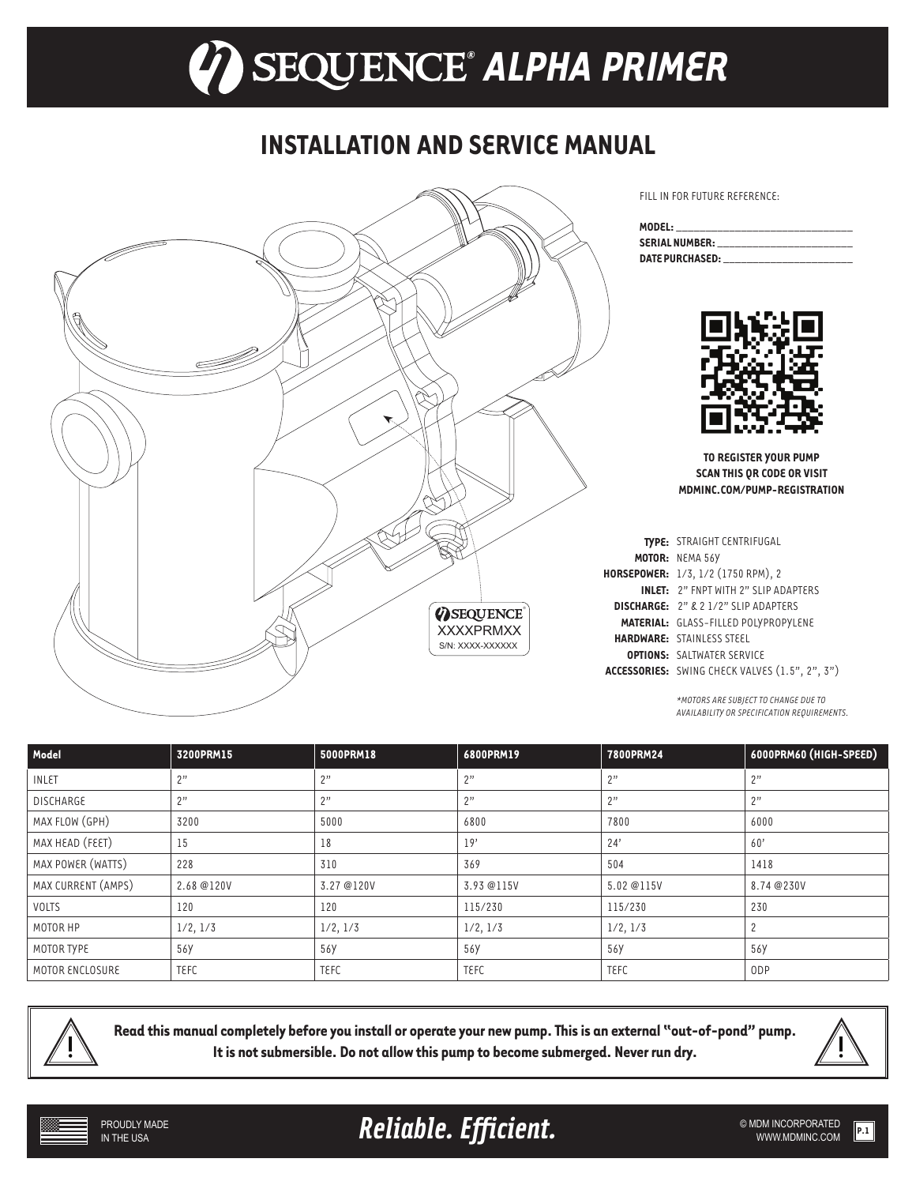# SEQUENCE® ALPHA PRIMER

## INSTALLATION AND SERVICE MANUAL

FILL IN FOR FUTURE REFERENCE:

**MODEL:** ______________________

**SERIAL NUMBER:** ______________________

**DATE PURCHASED:** ______________________

**TO REGISTER YOUR PUMP SCAN THIS QR CODE OR VISIT MDMINC.COM/PUMP-REGISTRATION**

SEQUENCE®
XXXXPRMXX
S/N: XXXX-XXXXXX

**TYPE:** STRAIGHT CENTRIFUGAL
**MOTOR:** NEMA 56Y
**HORSEPOWER:** 1/3, 1/2 (1750 RPM), 2
**INLET:** 2" FNPT WITH 2" SLIP ADAPTERS
**DISCHARGE:** 2" & 2 1/2" SLIP ADAPTERS
**MATERIAL:** GLASS-FILLED POLYPROPYLENE
**HARDWARE:** STAINLESS STEEL
**OPTIONS:** SALTWATER SERVICE
**ACCESSORIES:** SWING CHECK VALVES (1.5", 2", 3")

*\*MOTORS ARE SUBJECT TO CHANGE DUE TO AVAILABILITY OR SPECIFICATION REQUIREMENTS.*

| Model | 3200PRM15 | 5000PRM18 | 6800PRM19 | 7800PRM24 | 6000PRM60 (HIGH-SPEED) |
|---|---|---|---|---|---|
| INLET | 2" | 2" | 2" | 2" | 2" |
| DISCHARGE | 2" | 2" | 2" | 2" | 2" |
| MAX FLOW (GPH) | 3200 | 5000 | 6800 | 7800 | 6000 |
| MAX HEAD (FEET) | 15 | 18 | 19' | 24' | 60' |
| MAX POWER (WATTS) | 228 | 310 | 369 | 504 | 1418 |
| MAX CURRENT (AMPS) | 2.68 @120V | 3.27 @120V | 3.93 @115V | 5.02 @115V | 8.74 @230V |
| VOLTS | 120 | 120 | 115/230 | 115/230 | 230 |
| MOTOR HP | 1/2, 1/3 | 1/2, 1/3 | 1/2, 1/3 | 1/2, 1/3 | 2 |
| MOTOR TYPE | 56Y | 56Y | 56Y | 56Y | 56Y |
| MOTOR ENCLOSURE | TEFC | TEFC | TEFC | TEFC | ODP |

**Read this manual completely before you install or operate your new pump. This is an external "out-of-pond" pump. It is not submersible. Do not allow this pump to become submerged. Never run dry.**

PROUDLY MADE IN THE USA

*Reliable. Efficient.*

© MDM INCORPORATED
WWW.MDMINC.COM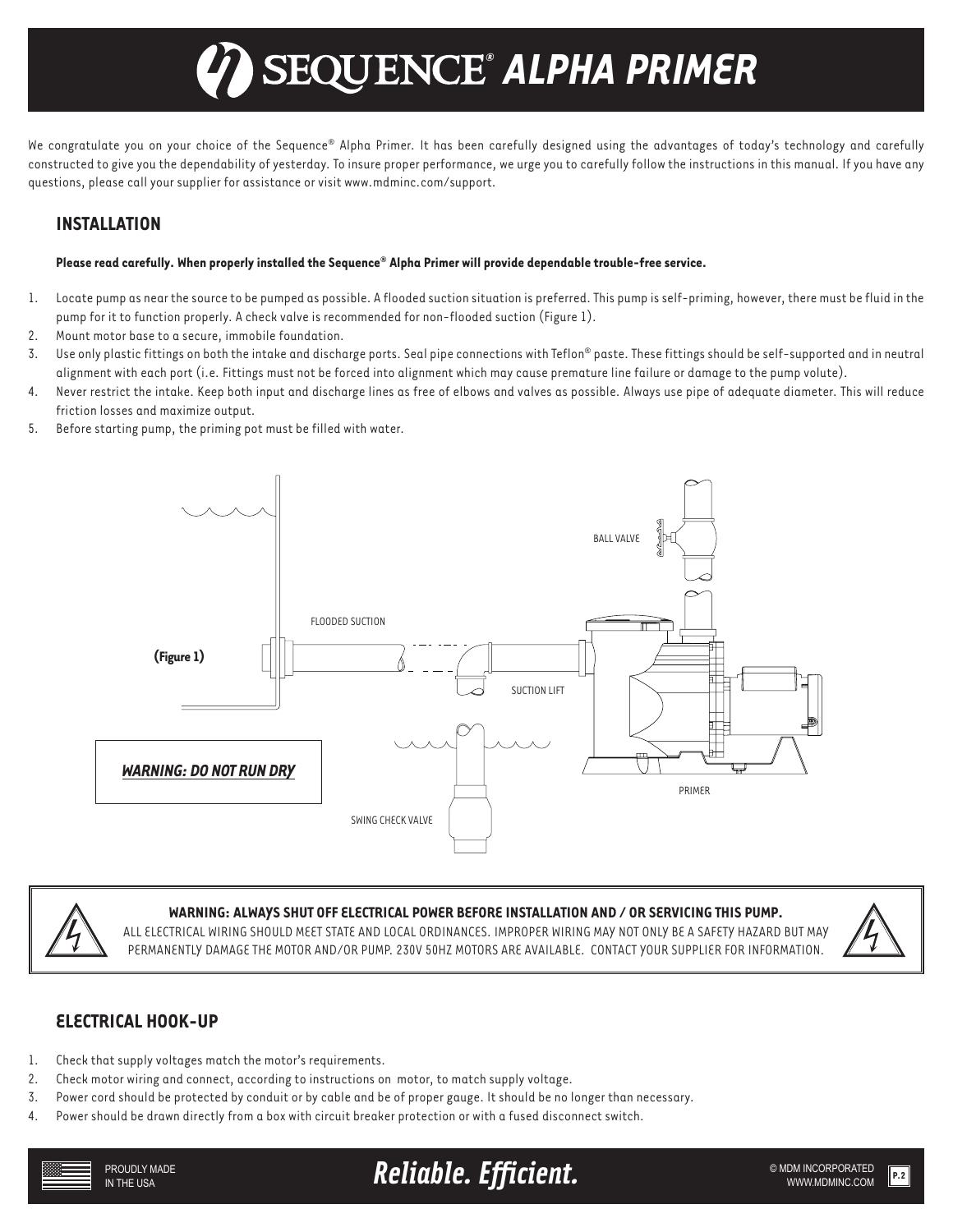# SEQUENCE® ALPHA PRIMER

We congratulate you on your choice of the Sequence® Alpha Primer. It has been carefully designed using the advantages of today's technology and carefully constructed to give you the dependability of yesterday. To insure proper performance, we urge you to carefully follow the instructions in this manual. If you have any questions, please call your supplier for assistance or visit www.mdminc.com/support.

## INSTALLATION

**Please read carefully. When properly installed the Sequence® Alpha Primer will provide dependable trouble-free service.**

1. Locate pump as near the source to be pumped as possible. A flooded suction situation is preferred. This pump is self-priming, however, there must be fluid in the pump for it to function properly. A check valve is recommended for non-flooded suction (Figure 1).
2. Mount motor base to a secure, immobile foundation.
3. Use only plastic fittings on both the intake and discharge ports. Seal pipe connections with Teflon® paste. These fittings should be self-supported and in neutral alignment with each port (i.e. Fittings must not be forced into alignment which may cause premature line failure or damage to the pump volute).
4. Never restrict the intake. Keep both input and discharge lines as free of elbows and valves as possible. Always use pipe of adequate diameter. This will reduce friction losses and maximize output.
5. Before starting pump, the priming pot must be filled with water.

BALL VALVE

FLOODED SUCTION

**(Figure 1)**

SUCTION LIFT

***WARNING: DO NOT RUN DRY***

PRIMER

SWING CHECK VALVE

**WARNING: ALWAYS SHUT OFF ELECTRICAL POWER BEFORE INSTALLATION AND / OR SERVICING THIS PUMP.**
ALL ELECTRICAL WIRING SHOULD MEET STATE AND LOCAL ORDINANCES. IMPROPER WIRING MAY NOT ONLY BE A SAFETY HAZARD BUT MAY PERMANENTLY DAMAGE THE MOTOR AND/OR PUMP. 230V 50HZ MOTORS ARE AVAILABLE. CONTACT YOUR SUPPLIER FOR INFORMATION.

## ELECTRICAL HOOK-UP

1. Check that supply voltages match the motor's requirements.
2. Check motor wiring and connect, according to instructions on motor, to match supply voltage.
3. Power cord should be protected by conduit or by cable and be of proper gauge. It should be no longer than necessary.
4. Power should be drawn directly from a box with circuit breaker protection or with a fused disconnect switch.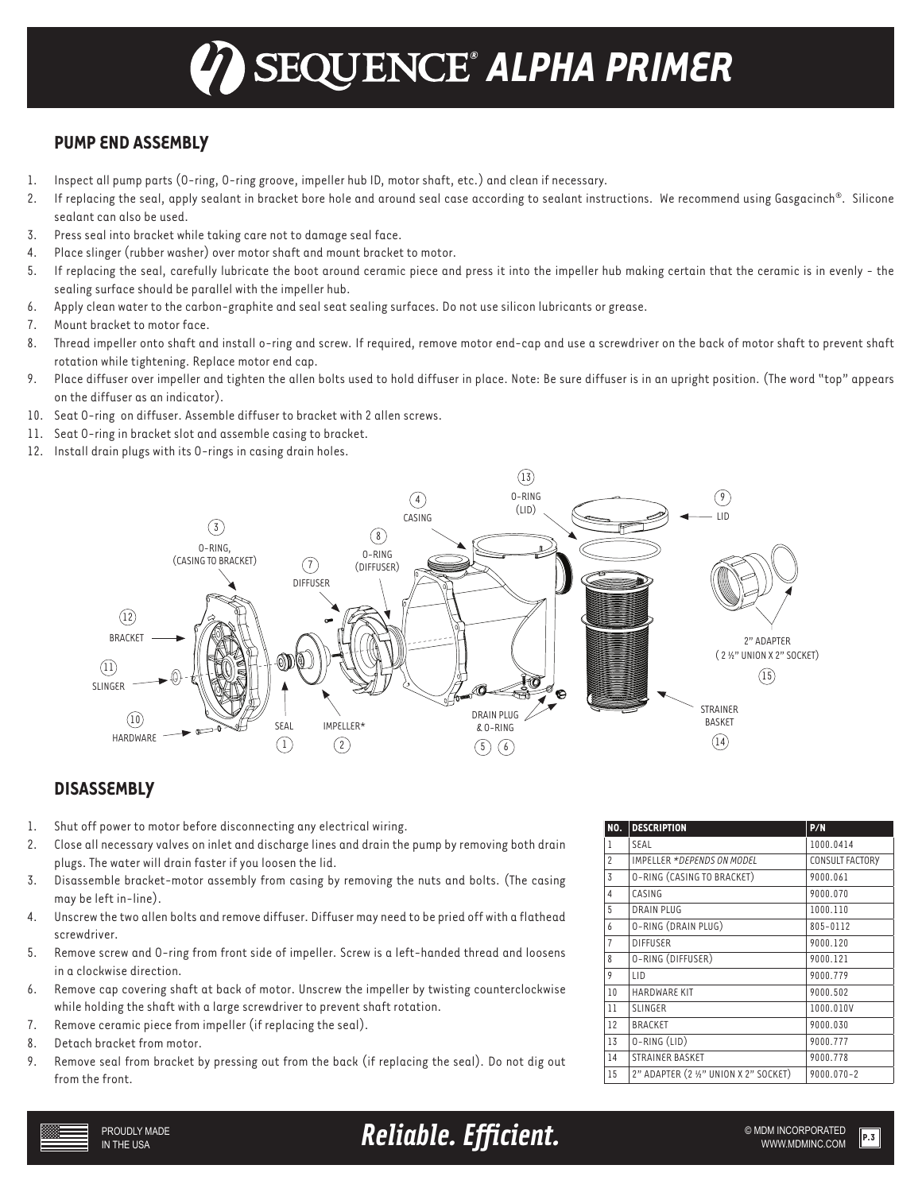# SEQUENCE® ALPHA PRIMER

## PUMP END ASSEMBLY

1. Inspect all pump parts (O-ring, O-ring groove, impeller hub ID, motor shaft, etc.) and clean if necessary.
2. If replacing the seal, apply sealant in bracket bore hole and around seal case according to sealant instructions. We recommend using Gasgacinch®. Silicone sealant can also be used.
3. Press seal into bracket while taking care not to damage seal face.
4. Place slinger (rubber washer) over motor shaft and mount bracket to motor.
5. If replacing the seal, carefully lubricate the boot around ceramic piece and press it into the impeller hub making certain that the ceramic is in evenly - the sealing surface should be parallel with the impeller hub.
6. Apply clean water to the carbon-graphite and seal seat sealing surfaces. Do not use silicon lubricants or grease.
7. Mount bracket to motor face.
8. Thread impeller onto shaft and install o-ring and screw. If required, remove motor end-cap and use a screwdriver on the back of motor shaft to prevent shaft rotation while tightening. Replace motor end cap.
9. Place diffuser over impeller and tighten the allen bolts used to hold diffuser in place. Note: Be sure diffuser is in an upright position. (The word "top" appears on the diffuser as an indicator).
10. Seat O-ring on diffuser. Assemble diffuser to bracket with 2 allen screws.
11. Seat O-ring in bracket slot and assemble casing to bracket.
12. Install drain plugs with its O-rings in casing drain holes.

(1) SEAL, (2) IMPELLER*, (3) O-RING, (CASING TO BRACKET), (4) CASING, (5) (6) DRAIN PLUG & O-RING, (7) DIFFUSER, (8) O-RING (DIFFUSER), (9) LID, (10) HARDWARE, (11) SLINGER, (12) BRACKET, (13) O-RING (LID), (14) STRAINER BASKET, (15) 2" ADAPTER ( 2 ½" UNION X 2" SOCKET)

## DISASSEMBLY

1. Shut off power to motor before disconnecting any electrical wiring.
2. Close all necessary valves on inlet and discharge lines and drain the pump by removing both drain plugs. The water will drain faster if you loosen the lid.
3. Disassemble bracket-motor assembly from casing by removing the nuts and bolts. (The casing may be left in-line).
4. Unscrew the two allen bolts and remove diffuser. Diffuser may need to be pried off with a flathead screwdriver.
5. Remove screw and O-ring from front side of impeller. Screw is a left-handed thread and loosens in a clockwise direction.
6. Remove cap covering shaft at back of motor. Unscrew the impeller by twisting counterclockwise while holding the shaft with a large screwdriver to prevent shaft rotation.
7. Remove ceramic piece from impeller (if replacing the seal).
8. Detach bracket from motor.
9. Remove seal from bracket by pressing out from the back (if replacing the seal). Do not dig out from the front.

| NO. | DESCRIPTION | P/N |
|---|---|---|
| 1 | SEAL | 1000.0414 |
| 2 | IMPELLER *DEPENDS ON MODEL* | CONSULT FACTORY |
| 3 | O-RING (CASING TO BRACKET) | 9000.061 |
| 4 | CASING | 9000.070 |
| 5 | DRAIN PLUG | 1000.110 |
| 6 | O-RING (DRAIN PLUG) | 805-0112 |
| 7 | DIFFUSER | 9000.120 |
| 8 | O-RING (DIFFUSER) | 9000.121 |
| 9 | LID | 9000.779 |
| 10 | HARDWARE KIT | 9000.502 |
| 11 | SLINGER | 1000.010V |
| 12 | BRACKET | 9000.030 |
| 13 | O-RING (LID) | 9000.777 |
| 14 | STRAINER BASKET | 9000.778 |
| 15 | 2" ADAPTER (2 ½" UNION X 2" SOCKET) | 9000.070-2 |

PROUDLY MADE IN THE USA

***Reliable. Efficient.***

© MDM INCORPORATED
WWW.MDMINC.COM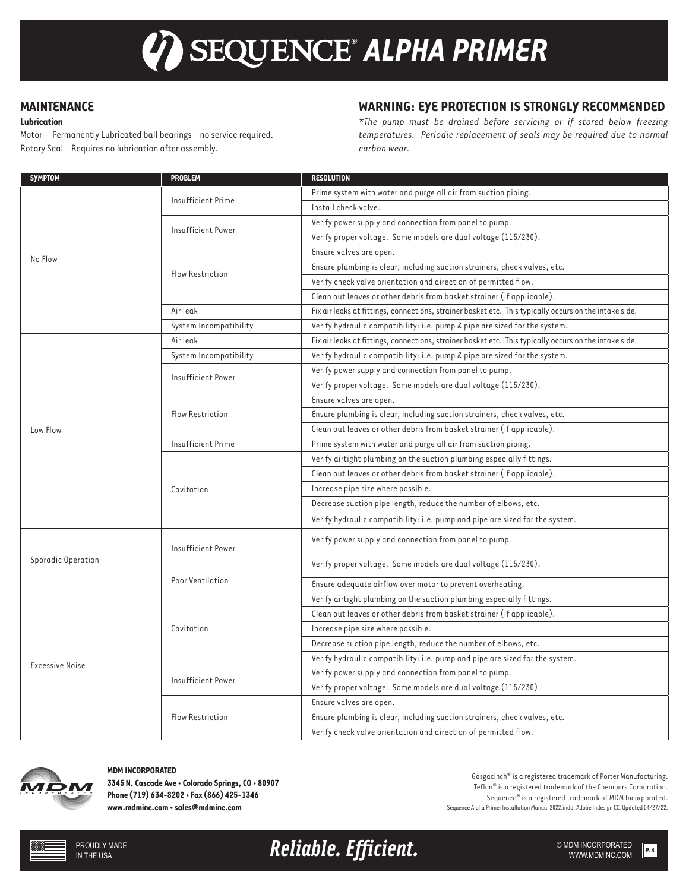# SEQUENCE® ALPHA PRIMER

## MAINTENANCE

**Lubrication**

Motor - Permanently Lubricated ball bearings - no service required.
Rotary Seal - Requires no lubrication after assembly.

## WARNING: EYE PROTECTION IS STRONGLY RECOMMENDED

*\*The pump must be drained before servicing or if stored below freezing temperatures. Periodic replacement of seals may be required due to normal carbon wear.*

| SYMPTOM | PROBLEM | RESOLUTION |
|---|---|---|
| No Flow | Insufficient Prime | Prime system with water and purge all air from suction piping. |
| | | Install check valve. |
| | Insufficient Power | Verify power supply and connection from panel to pump. |
| | | Verify proper voltage. Some models are dual voltage (115/230). |
| | Flow Restriction | Ensure valves are open. |
| | | Ensure plumbing is clear, including suction strainers, check valves, etc. |
| | | Verify check valve orientation and direction of permitted flow. |
| | | Clean out leaves or other debris from basket strainer (if applicable). |
| | Air leak | Fix air leaks at fittings, connections, strainer basket etc. This typically occurs on the intake side. |
| | System Incompatibility | Verify hydraulic compatibility: i.e. pump & pipe are sized for the system. |
| Low Flow | Air leak | Fix air leaks at fittings, connections, strainer basket etc. This typically occurs on the intake side. |
| | System Incompatibility | Verify hydraulic compatibility: i.e. pump & pipe are sized for the system. |
| | Insufficient Power | Verify power supply and connection from panel to pump. |
| | | Verify proper voltage. Some models are dual voltage (115/230). |
| | Flow Restriction | Ensure valves are open. |
| | | Ensure plumbing is clear, including suction strainers, check valves, etc. |
| | | Clean out leaves or other debris from basket strainer (if applicable). |
| | Insufficient Prime | Prime system with water and purge all air from suction piping. |
| | Cavitation | Verify airtight plumbing on the suction plumbing especially fittings. |
| | | Clean out leaves or other debris from basket strainer (if applicable). |
| | | Increase pipe size where possible. |
| | | Decrease suction pipe length, reduce the number of elbows, etc. |
| | | Verify hydraulic compatibility: i.e. pump and pipe are sized for the system. |
| Sporadic Operation | Insufficient Power | Verify power supply and connection from panel to pump. |
| | | Verify proper voltage. Some models are dual voltage (115/230). |
| | Poor Ventilation | Ensure adequate airflow over motor to prevent overheating. |
| Excessive Noise | Cavitation | Verify airtight plumbing on the suction plumbing especially fittings. |
| | | Clean out leaves or other debris from basket strainer (if applicable). |
| | | Increase pipe size where possible. |
| | | Decrease suction pipe length, reduce the number of elbows, etc. |
| | | Verify hydraulic compatibility: i.e. pump and pipe are sized for the system. |
| | Insufficient Power | Verify power supply and connection from panel to pump. |
| | | Verify proper voltage. Some models are dual voltage (115/230). |
| | Flow Restriction | Ensure valves are open. |
| | | Ensure plumbing is clear, including suction strainers, check valves, etc. |
| | | Verify check valve orientation and direction of permitted flow. |

**MDM INCORPORATED**
**3345 N. Cascade Ave • Colorado Springs, CO • 80907**
**Phone (719) 634-8202 • Fax (866) 425-1346**
**www.mdminc.com • sales@mdminc.com**

Gasgacinch® is a registered trademark of Porter Manufacturing.
Teflon® is a registered trademark of the Chemours Corporation.
Sequence® is a registered trademark of MDM Incorporated.
Sequence Alpha Primer Installation Manual 2022.indd. Adobe Indesign CC. Updated 04/27/22.

PROUDLY MADE IN THE USA

***Reliable. Efficient.***

© MDM INCORPORATED
WWW.MDMINC.COM